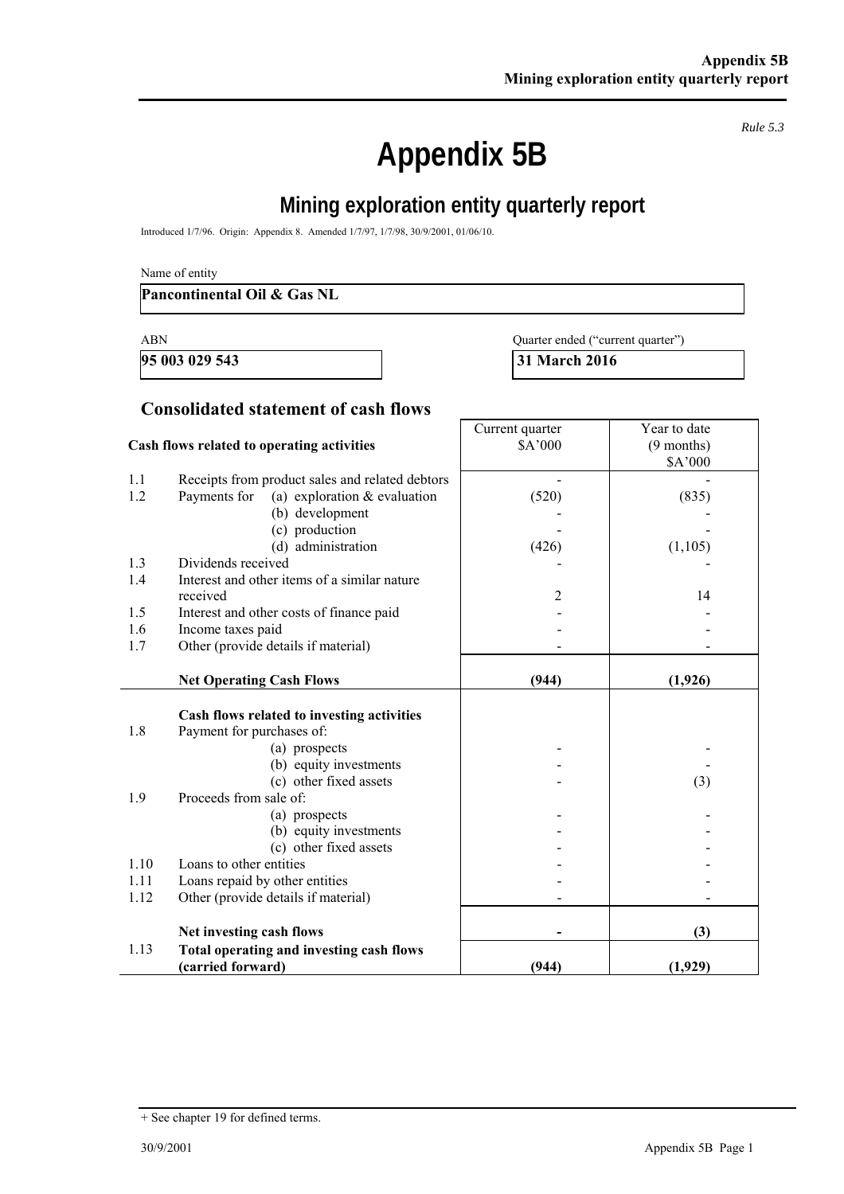*Rule 5.3*

# Appendix 5B

## Mining exploration entity quarterly report

Introduced 1/7/96. Origin: Appendix 8. Amended 1/7/97, 1/7/98, 30/9/2001, 01/06/10.

Name of entity

**Pancontinental Oil & Gas NL**

| ABN | Quarter ended ("current quarter") |
|---|---|
| **95 003 029 543** | **31 March 2016** |

### Consolidated statement of cash flows

| | Cash flows related to operating activities | Current quarter $A'000 | Year to date (9 months) $A'000 |
|---|---|---|---|
| 1.1 | Receipts from product sales and related debtors | - | - |
| 1.2 | Payments for (a) exploration & evaluation | (520) | (835) |
| | (b) development | - | - |
| | (c) production | - | - |
| | (d) administration | (426) | (1,105) |
| 1.3 | Dividends received | - | - |
| 1.4 | Interest and other items of a similar nature received | 2 | 14 |
| 1.5 | Interest and other costs of finance paid | - | - |
| 1.6 | Income taxes paid | - | - |
| 1.7 | Other (provide details if material) | - | - |
| | **Net Operating Cash Flows** | **(944)** | **(1,926)** |
| | **Cash flows related to investing activities** | | |
| 1.8 | Payment for purchases of: | | |
| | (a) prospects | - | - |
| | (b) equity investments | - | - |
| | (c) other fixed assets | - | (3) |
| 1.9 | Proceeds from sale of: | | |
| | (a) prospects | - | - |
| | (b) equity investments | - | - |
| | (c) other fixed assets | - | - |
| 1.10 | Loans to other entities | - | - |
| 1.11 | Loans repaid by other entities | - | - |
| 1.12 | Other (provide details if material) | - | - |
| | **Net investing cash flows** | **-** | **(3)** |
| 1.13 | **Total operating and investing cash flows (carried forward)** | **(944)** | **(1,929)** |

+ See chapter 19 for defined terms.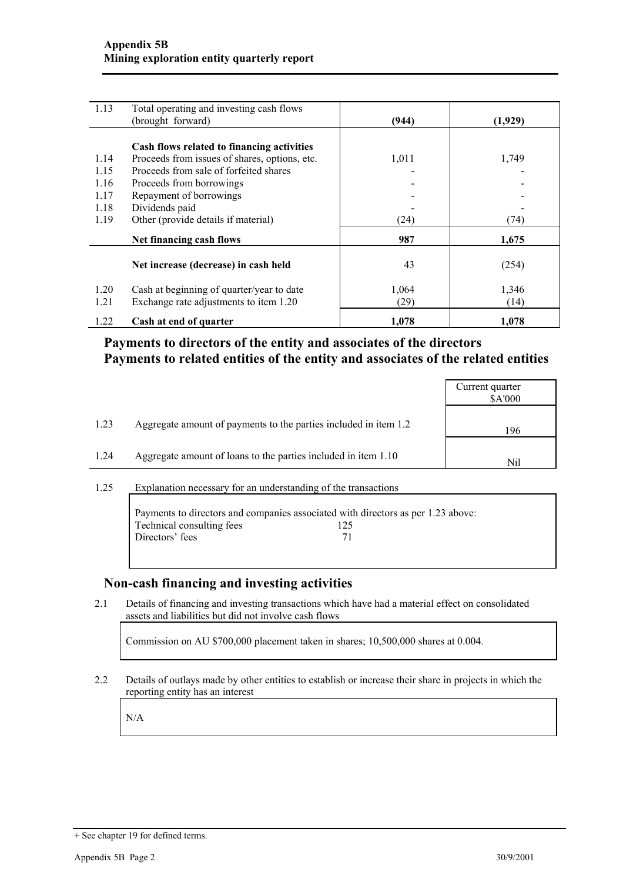| | | | |
|---|---|---|---|
| 1.13 | Total operating and investing cash flows (brought forward) | **(944)** | **(1,929)** |
| | **Cash flows related to financing activities** | | |
| 1.14 | Proceeds from issues of shares, options, etc. | 1,011 | 1,749 |
| 1.15 | Proceeds from sale of forfeited shares | - | - |
| 1.16 | Proceeds from borrowings | - | - |
| 1.17 | Repayment of borrowings | - | - |
| 1.18 | Dividends paid | - | - |
| 1.19 | Other (provide details if material) | (24) | (74) |
| | **Net financing cash flows** | **987** | **1,675** |
| | **Net increase (decrease) in cash held** | 43 | (254) |
| 1.20 | Cash at beginning of quarter/year to date | 1,064 | 1,346 |
| 1.21 | Exchange rate adjustments to item 1.20 | (29) | (14) |
| 1.22 | **Cash at end of quarter** | **1,078** | **1,078** |

## Payments to directors of the entity and associates of the directors
## Payments to related entities of the entity and associates of the related entities

| | | Current quarter $A'000 |
|---|---|---|
| 1.23 | Aggregate amount of payments to the parties included in item 1.2 | 196 |
| 1.24 | Aggregate amount of loans to the parties included in item 1.10 | Nil |

1.25 Explanation necessary for an understanding of the transactions

Payments to directors and companies associated with directors as per 1.23 above:

| | |
|---|---|
| Technical consulting fees | 125 |
| Directors' fees | 71 |

## Non-cash financing and investing activities

2.1 Details of financing and investing transactions which have had a material effect on consolidated assets and liabilities but did not involve cash flows

Commission on AU $700,000 placement taken in shares; 10,500,000 shares at 0.004.

2.2 Details of outlays made by other entities to establish or increase their share in projects in which the reporting entity has an interest

N/A

+ See chapter 19 for defined terms.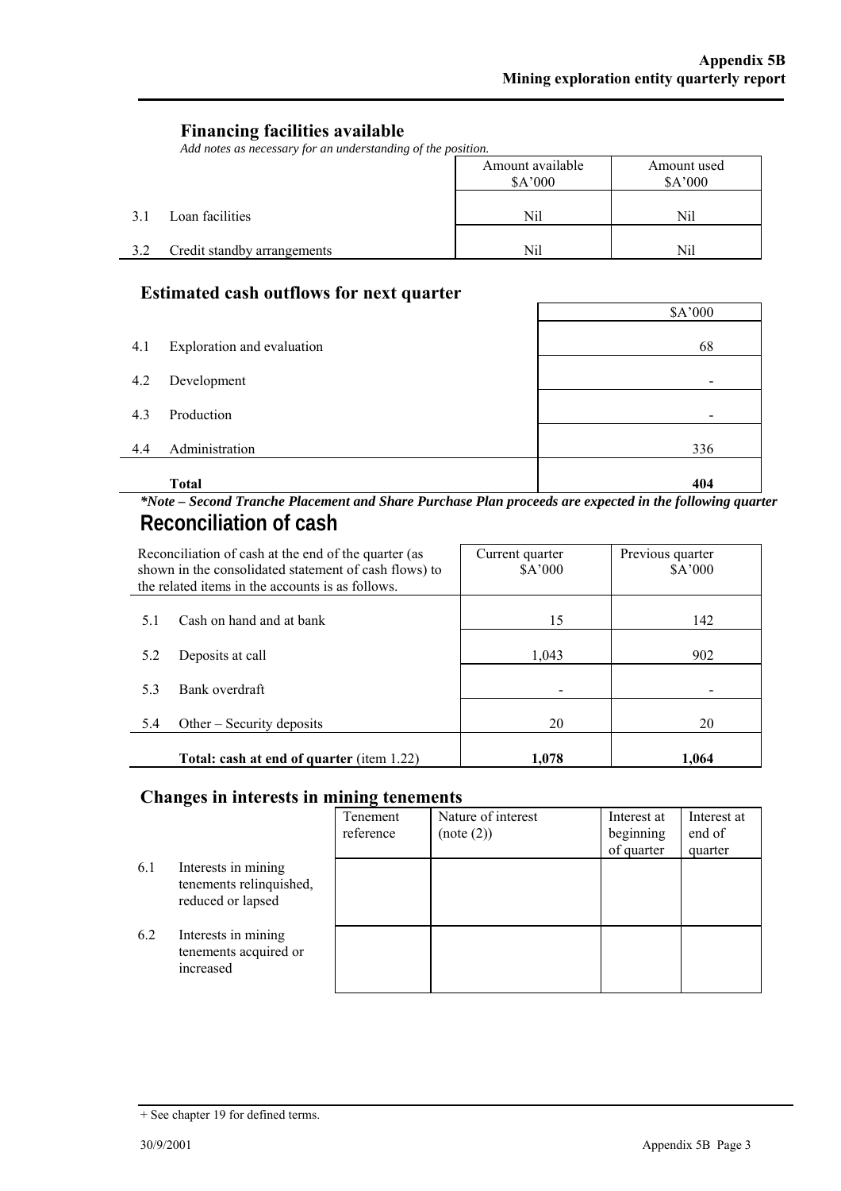## Financing facilities available

*Add notes as necessary for an understanding of the position.*

| | | Amount available $A'000 | Amount used $A'000 |
|---|---|---|---|
| 3.1 | Loan facilities | Nil | Nil |
| 3.2 | Credit standby arrangements | Nil | Nil |

## Estimated cash outflows for next quarter

| | | $A'000 |
|---|---|---|
| 4.1 | Exploration and evaluation | 68 |
| 4.2 | Development | - |
| 4.3 | Production | - |
| 4.4 | Administration | 336 |
| | **Total** | **404** |

***Note – Second Tranche Placement and Share Purchase Plan proceeds are expected in the following quarter***

## Reconciliation of cash

| Reconciliation of cash at the end of the quarter (as shown in the consolidated statement of cash flows) to the related items in the accounts is as follows. | | Current quarter $A'000 | Previous quarter $A'000 |
|---|---|---|---|
| 5.1 | Cash on hand and at bank | 15 | 142 |
| 5.2 | Deposits at call | 1,043 | 902 |
| 5.3 | Bank overdraft | - | - |
| 5.4 | Other – Security deposits | 20 | 20 |
| | **Total: cash at end of quarter** (item 1.22) | **1,078** | **1,064** |

## Changes in interests in mining tenements

| | | Tenement reference | Nature of interest (note (2)) | Interest at beginning of quarter | Interest at end of quarter |
|---|---|---|---|---|---|
| 6.1 | Interests in mining tenements relinquished, reduced or lapsed | | | | |
| 6.2 | Interests in mining tenements acquired or increased | | | | |

+ See chapter 19 for defined terms.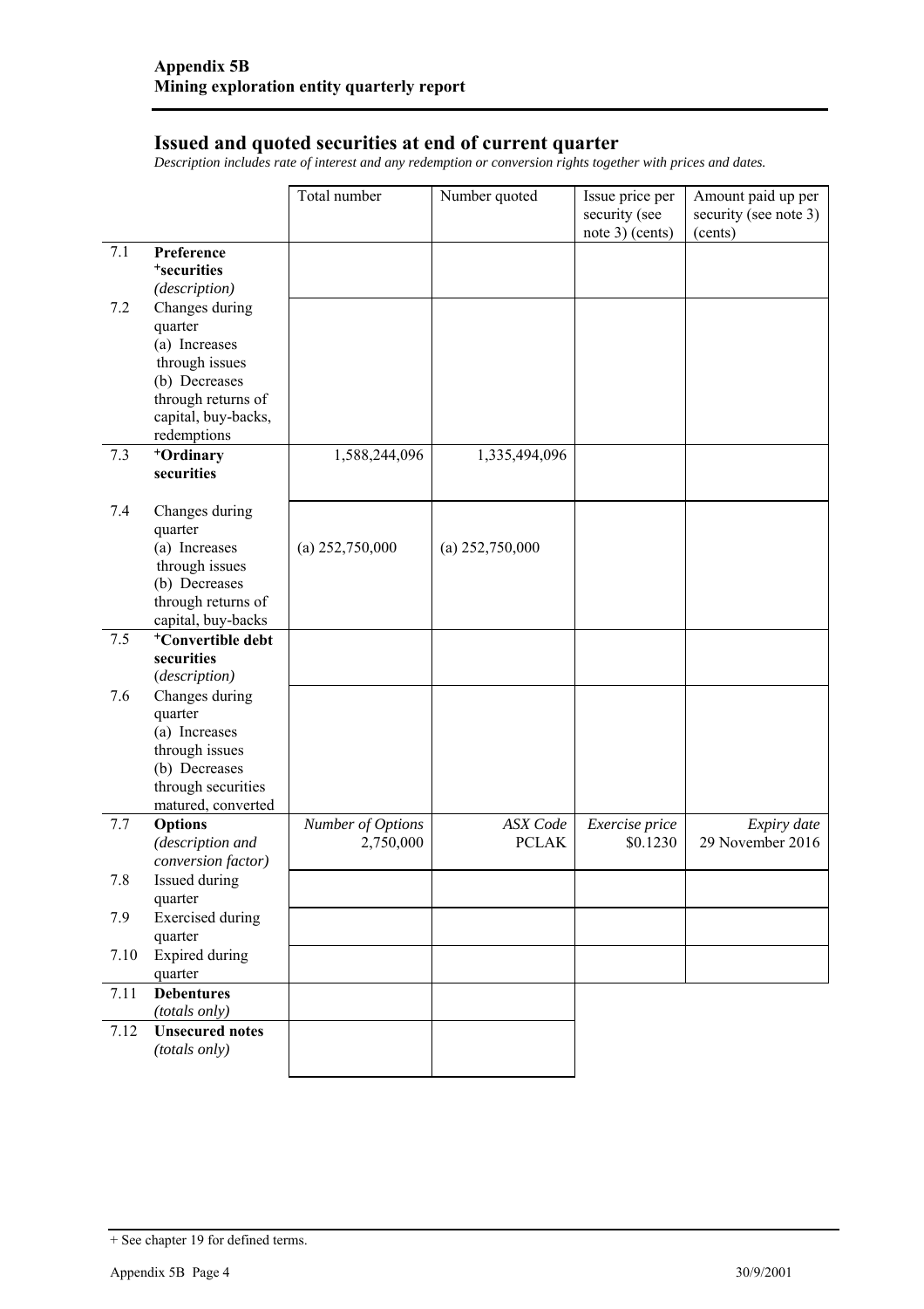## Issued and quoted securities at end of current quarter

*Description includes rate of interest and any redemption or conversion rights together with prices and dates.*

| | | Total number | Number quoted | Issue price per security (see note 3) (cents) | Amount paid up per security (see note 3) (cents) |
|---|---|---|---|---|---|
| 7.1 | **Preference ⁺securities** *(description)* | | | | |
| 7.2 | Changes during quarter (a) Increases through issues (b) Decreases through returns of capital, buy-backs, redemptions | | | | |
| 7.3 | **⁺Ordinary securities** | 1,588,244,096 | 1,335,494,096 | | |
| 7.4 | Changes during quarter (a) Increases through issues (b) Decreases through returns of capital, buy-backs | (a) 252,750,000 | (a) 252,750,000 | | |
| 7.5 | **⁺Convertible debt securities** *(description)* | | | | |
| 7.6 | Changes during quarter (a) Increases through issues (b) Decreases through securities matured, converted | | | | |
| 7.7 | **Options** *(description and conversion factor)* | *Number of Options* 2,750,000 | *ASX Code* PCLAK | *Exercise price* $0.1230 | *Expiry date* 29 November 2016 |
| 7.8 | Issued during quarter | | | | |
| 7.9 | Exercised during quarter | | | | |
| 7.10 | Expired during quarter | | | | |
| 7.11 | **Debentures** *(totals only)* | | | | |
| 7.12 | **Unsecured notes** *(totals only)* | | | | |

+ See chapter 19 for defined terms.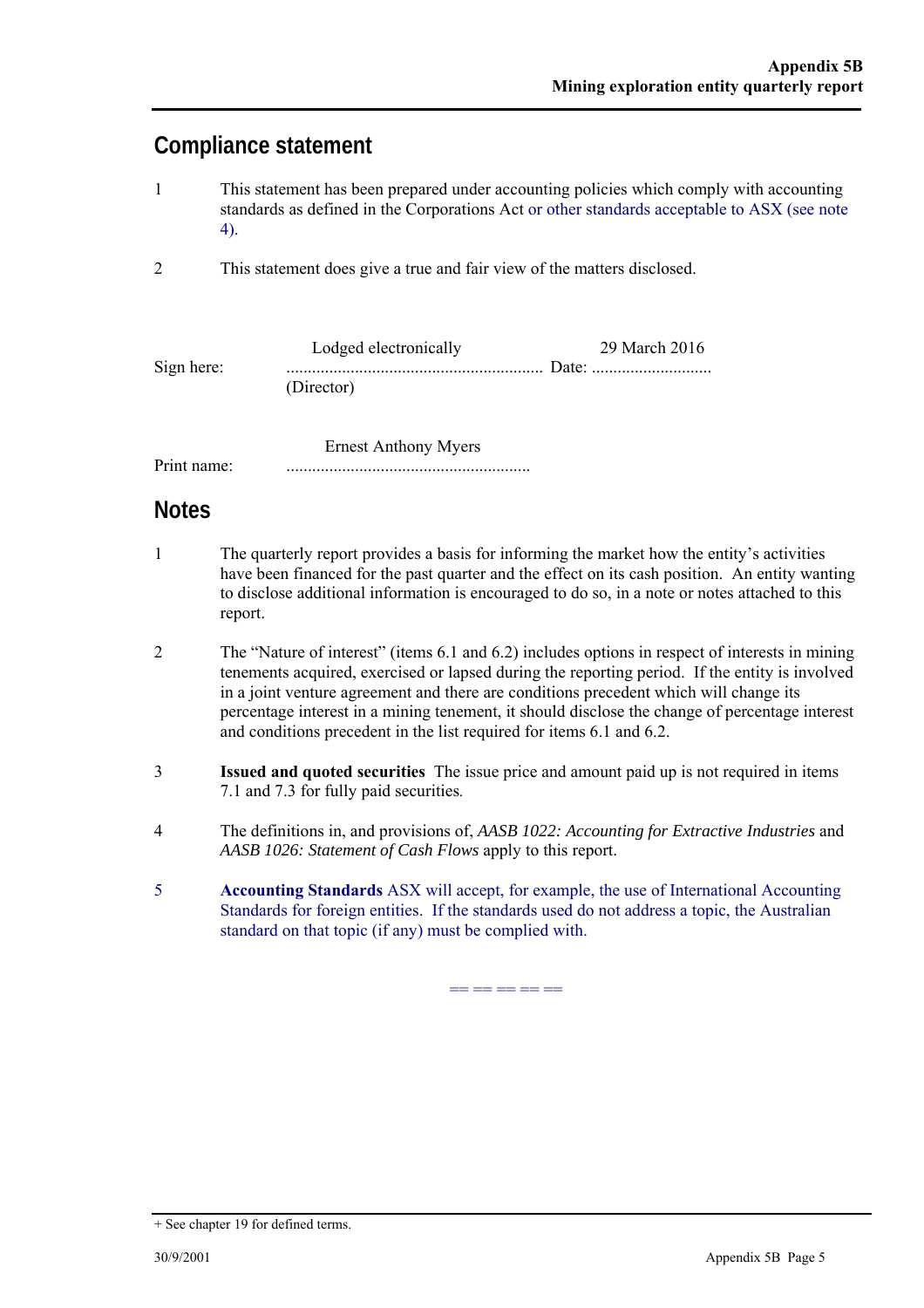## Compliance statement

1 This statement has been prepared under accounting policies which comply with accounting standards as defined in the Corporations Act or other standards acceptable to ASX (see note 4).

2 This statement does give a true and fair view of the matters disclosed.

Sign here: Lodged electronically ............................................................ Date: 29 March 2016 ............................
(Director)

Print name: Ernest Anthony Myers .........................................................

## Notes

1 The quarterly report provides a basis for informing the market how the entity's activities have been financed for the past quarter and the effect on its cash position. An entity wanting to disclose additional information is encouraged to do so, in a note or notes attached to this report.

2 The "Nature of interest" (items 6.1 and 6.2) includes options in respect of interests in mining tenements acquired, exercised or lapsed during the reporting period. If the entity is involved in a joint venture agreement and there are conditions precedent which will change its percentage interest in a mining tenement, it should disclose the change of percentage interest and conditions precedent in the list required for items 6.1 and 6.2.

3 **Issued and quoted securities** The issue price and amount paid up is not required in items 7.1 and 7.3 for fully paid securities.

4 The definitions in, and provisions of, *AASB 1022: Accounting for Extractive Industries* and *AASB 1026: Statement of Cash Flows* apply to this report.

5 **Accounting Standards** ASX will accept, for example, the use of International Accounting Standards for foreign entities. If the standards used do not address a topic, the Australian standard on that topic (if any) must be complied with.

== == == == ==

+ See chapter 19 for defined terms.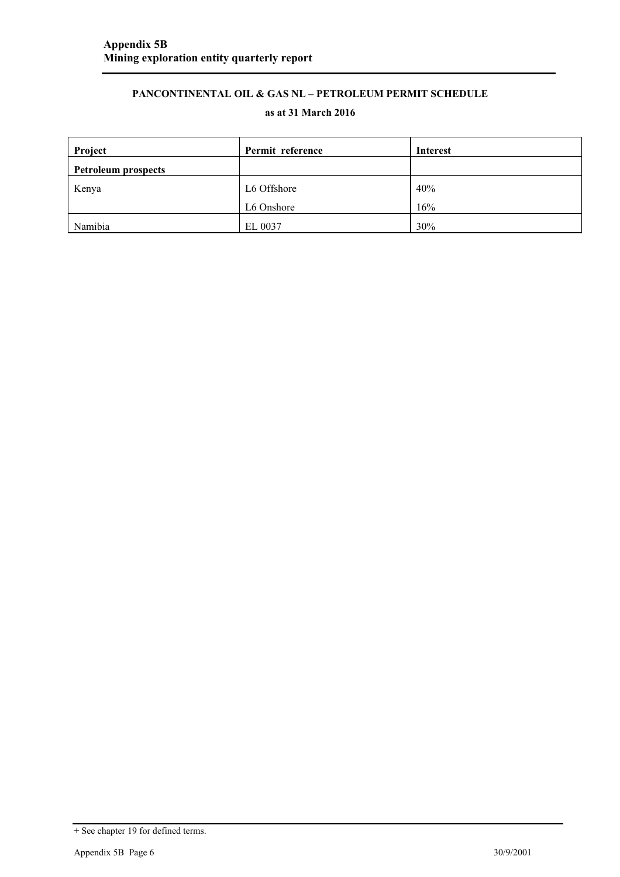**PANCONTINENTAL OIL & GAS NL – PETROLEUM PERMIT SCHEDULE**

**as at 31 March 2016**

| Project | Permit reference | Interest |
|---|---|---|
| **Petroleum prospects** | | |
| Kenya | L6 Offshore | 40% |
| | L6 Onshore | 16% |
| Namibia | EL 0037 | 30% |

+ See chapter 19 for defined terms.